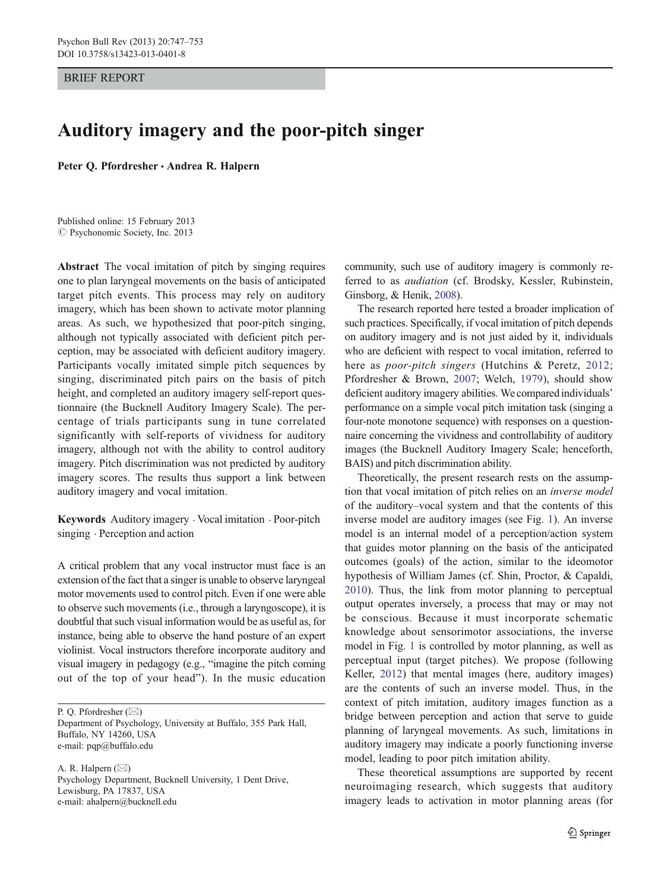BRIEF REPORT

# Auditory imagery and the poor-pitch singer

**Peter Q. Pfordresher · Andrea R. Halpern**

Published online: 15 February 2013
© Psychonomic Society, Inc. 2013

**Abstract** The vocal imitation of pitch by singing requires one to plan laryngeal movements on the basis of anticipated target pitch events. This process may rely on auditory imagery, which has been shown to activate motor planning areas. As such, we hypothesized that poor-pitch singing, although not typically associated with deficient pitch perception, may be associated with deficient auditory imagery. Participants vocally imitated simple pitch sequences by singing, discriminated pitch pairs on the basis of pitch height, and completed an auditory imagery self-report questionnaire (the Bucknell Auditory Imagery Scale). The percentage of trials participants sung in tune correlated significantly with self-reports of vividness for auditory imagery, although not with the ability to control auditory imagery. Pitch discrimination was not predicted by auditory imagery scores. The results thus support a link between auditory imagery and vocal imitation.

**Keywords** Auditory imagery · Vocal imitation · Poor-pitch singing · Perception and action

A critical problem that any vocal instructor must face is an extension of the fact that a singer is unable to observe laryngeal motor movements used to control pitch. Even if one were able to observe such movements (i.e., through a laryngoscope), it is doubtful that such visual information would be as useful as, for instance, being able to observe the hand posture of an expert violinist. Vocal instructors therefore incorporate auditory and visual imagery in pedagogy (e.g., "imagine the pitch coming out of the top of your head"). In the music education community, such use of auditory imagery is commonly referred to as *audiation* (cf. Brodsky, Kessler, Rubinstein, Ginsborg, & Henik, 2008).

The research reported here tested a broader implication of such practices. Specifically, if vocal imitation of pitch depends on auditory imagery and is not just aided by it, individuals who are deficient with respect to vocal imitation, referred to here as *poor-pitch singers* (Hutchins & Peretz, 2012; Pfordresher & Brown, 2007; Welch, 1979), should show deficient auditory imagery abilities. We compared individuals' performance on a simple vocal pitch imitation task (singing a four-note monotone sequence) with responses on a questionnaire concerning the vividness and controllability of auditory images (the Bucknell Auditory Imagery Scale; henceforth, BAIS) and pitch discrimination ability.

Theoretically, the present research rests on the assumption that vocal imitation of pitch relies on an *inverse model* of the auditory–vocal system and that the contents of this inverse model are auditory images (see Fig. 1). An inverse model is an internal model of a perception/action system that guides motor planning on the basis of the anticipated outcomes (goals) of the action, similar to the ideomotor hypothesis of William James (cf. Shin, Proctor, & Capaldi, 2010). Thus, the link from motor planning to perceptual output operates inversely, a process that may or may not be conscious. Because it must incorporate schematic knowledge about sensorimotor associations, the inverse model in Fig. 1 is controlled by motor planning, as well as perceptual input (target pitches). We propose (following Keller, 2012) that mental images (here, auditory images) are the contents of such an inverse model. Thus, in the context of pitch imitation, auditory images function as a bridge between perception and action that serve to guide planning of laryngeal movements. As such, limitations in auditory imagery may indicate a poorly functioning inverse model, leading to poor pitch imitation ability.

These theoretical assumptions are supported by recent neuroimaging research, which suggests that auditory imagery leads to activation in motor planning areas (for

P. Q. Pfordresher (✉)
Department of Psychology, University at Buffalo, 355 Park Hall, Buffalo, NY 14260, USA
e-mail: pqp@buffalo.edu

A. R. Halpern (✉)
Psychology Department, Bucknell University, 1 Dent Drive, Lewisburg, PA 17837, USA
e-mail: ahalpern@bucknell.edu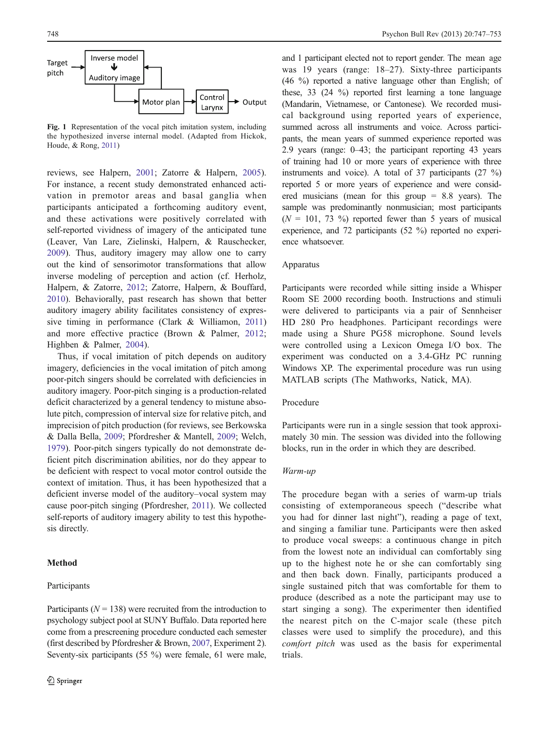Fig. 1 Representation of the vocal pitch imitation system, including the hypothesized inverse internal model. (Adapted from Hickok, Houde, & Rong, 2011)

reviews, see Halpern, 2001; Zatorre & Halpern, 2005). For instance, a recent study demonstrated enhanced activation in premotor areas and basal ganglia when participants anticipated a forthcoming auditory event, and these activations were positively correlated with self-reported vividness of imagery of the anticipated tune (Leaver, Van Lare, Zielinski, Halpern, & Rauschecker, 2009). Thus, auditory imagery may allow one to carry out the kind of sensorimotor transformations that allow inverse modeling of perception and action (cf. Herholz, Halpern, & Zatorre, 2012; Zatorre, Halpern, & Bouffard, 2010). Behaviorally, past research has shown that better auditory imagery ability facilitates consistency of expressive timing in performance (Clark & Williamon, 2011) and more effective practice (Brown & Palmer, 2012; Highben & Palmer, 2004).

Thus, if vocal imitation of pitch depends on auditory imagery, deficiencies in the vocal imitation of pitch among poor-pitch singers should be correlated with deficiencies in auditory imagery. Poor-pitch singing is a production-related deficit characterized by a general tendency to mistune absolute pitch, compression of interval size for relative pitch, and imprecision of pitch production (for reviews, see Berkowska & Dalla Bella, 2009; Pfordresher & Mantell, 2009; Welch, 1979). Poor-pitch singers typically do not demonstrate deficient pitch discrimination abilities, nor do they appear to be deficient with respect to vocal motor control outside the context of imitation. Thus, it has been hypothesized that a deficient inverse model of the auditory–vocal system may cause poor-pitch singing (Pfordresher, 2011). We collected self-reports of auditory imagery ability to test this hypothesis directly.

## Method

### Participants

Participants ($N = 138$) were recruited from the introduction to psychology subject pool at SUNY Buffalo. Data reported here come from a prescreening procedure conducted each semester (first described by Pfordresher & Brown, 2007, Experiment 2). Seventy-six participants (55 %) were female, 61 were male, and 1 participant elected not to report gender. The mean age was 19 years (range: 18–27). Sixty-three participants (46 %) reported a native language other than English; of these, 33 (24 %) reported first learning a tone language (Mandarin, Vietnamese, or Cantonese). We recorded musical background using reported years of experience, summed across all instruments and voice. Across participants, the mean years of summed experience reported was 2.9 years (range: 0–43; the participant reporting 43 years of training had 10 or more years of experience with three instruments and voice). A total of 37 participants (27 %) reported 5 or more years of experience and were considered musicians (mean for this group = 8.8 years). The sample was predominantly nonmusician; most participants ($N = 101$, 73 %) reported fewer than 5 years of musical experience, and 72 participants (52 %) reported no experience whatsoever.

### Apparatus

Participants were recorded while sitting inside a Whisper Room SE 2000 recording booth. Instructions and stimuli were delivered to participants via a pair of Sennheiser HD 280 Pro headphones. Participant recordings were made using a Shure PG58 microphone. Sound levels were controlled using a Lexicon Omega I/O box. The experiment was conducted on a 3.4-GHz PC running Windows XP. The experimental procedure was run using MATLAB scripts (The Mathworks, Natick, MA).

### Procedure

Participants were run in a single session that took approximately 30 min. The session was divided into the following blocks, run in the order in which they are described.

#### *Warm-up*

The procedure began with a series of warm-up trials consisting of extemporaneous speech ("describe what you had for dinner last night"), reading a page of text, and singing a familiar tune. Participants were then asked to produce vocal sweeps: a continuous change in pitch from the lowest note an individual can comfortably sing up to the highest note he or she can comfortably sing and then back down. Finally, participants produced a single sustained pitch that was comfortable for them to produce (described as a note the participant may use to start singing a song). The experimenter then identified the nearest pitch on the C-major scale (these pitch classes were used to simplify the procedure), and this *comfort pitch* was used as the basis for experimental trials.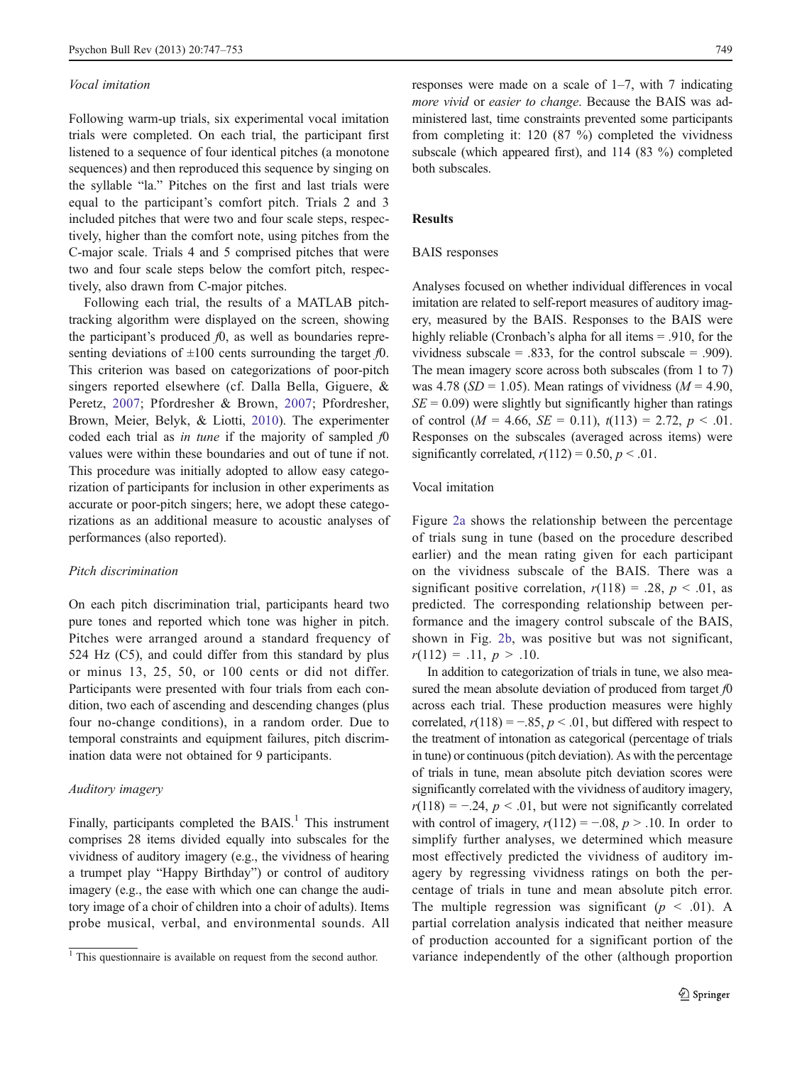### *Vocal imitation*

Following warm-up trials, six experimental vocal imitation trials were completed. On each trial, the participant first listened to a sequence of four identical pitches (a monotone sequences) and then reproduced this sequence by singing on the syllable "la." Pitches on the first and last trials were equal to the participant's comfort pitch. Trials 2 and 3 included pitches that were two and four scale steps, respectively, higher than the comfort note, using pitches from the C-major scale. Trials 4 and 5 comprised pitches that were two and four scale steps below the comfort pitch, respectively, also drawn from C-major pitches.

Following each trial, the results of a MATLAB pitch-tracking algorithm were displayed on the screen, showing the participant's produced *f*0, as well as boundaries representing deviations of ±100 cents surrounding the target *f*0. This criterion was based on categorizations of poor-pitch singers reported elsewhere (cf. Dalla Bella, Giguere, & Peretz, 2007; Pfordresher & Brown, 2007; Pfordresher, Brown, Meier, Belyk, & Liotti, 2010). The experimenter coded each trial as *in tune* if the majority of sampled *f*0 values were within these boundaries and out of tune if not. This procedure was initially adopted to allow easy categorization of participants for inclusion in other experiments as accurate or poor-pitch singers; here, we adopt these categorizations as an additional measure to acoustic analyses of performances (also reported).

### *Pitch discrimination*

On each pitch discrimination trial, participants heard two pure tones and reported which tone was higher in pitch. Pitches were arranged around a standard frequency of 524 Hz (C5), and could differ from this standard by plus or minus 13, 25, 50, or 100 cents or did not differ. Participants were presented with four trials from each condition, two each of ascending and descending changes (plus four no-change conditions), in a random order. Due to temporal constraints and equipment failures, pitch discrimination data were not obtained for 9 participants.

### *Auditory imagery*

Finally, participants completed the BAIS.[1] This instrument comprises 28 items divided equally into subscales for the vividness of auditory imagery (e.g., the vividness of hearing a trumpet play "Happy Birthday") or control of auditory imagery (e.g., the ease with which one can change the auditory image of a choir of children into a choir of adults). Items probe musical, verbal, and environmental sounds. All responses were made on a scale of 1–7, with 7 indicating *more vivid* or *easier to change*. Because the BAIS was administered last, time constraints prevented some participants from completing it: 120 (87 %) completed the vividness subscale (which appeared first), and 114 (83 %) completed both subscales.

[1] This questionnaire is available on request from the second author.

## Results

### BAIS responses

Analyses focused on whether individual differences in vocal imitation are related to self-report measures of auditory imagery, measured by the BAIS. Responses to the BAIS were highly reliable (Cronbach's alpha for all items = .910, for the vividness subscale = .833, for the control subscale = .909). The mean imagery score across both subscales (from 1 to 7) was 4.78 ($SD = 1.05$). Mean ratings of vividness ($M = 4.90$, $SE = 0.09$) were slightly but significantly higher than ratings of control ($M = 4.66$, $SE = 0.11$), $t(113) = 2.72$, $p < .01$. Responses on the subscales (averaged across items) were significantly correlated, $r(112) = 0.50$, $p < .01$.

### Vocal imitation

Figure 2a shows the relationship between the percentage of trials sung in tune (based on the procedure described earlier) and the mean rating given for each participant on the vividness subscale of the BAIS. There was a significant positive correlation, $r(118) = .28$, $p < .01$, as predicted. The corresponding relationship between performance and the imagery control subscale of the BAIS, shown in Fig. 2b, was positive but was not significant, $r(112) = .11$, $p > .10$.

In addition to categorization of trials in tune, we also measured the mean absolute deviation of produced from target *f*0 across each trial. These production measures were highly correlated, $r(118) = -.85$, $p < .01$, but differed with respect to the treatment of intonation as categorical (percentage of trials in tune) or continuous (pitch deviation). As with the percentage of trials in tune, mean absolute pitch deviation scores were significantly correlated with the vividness of auditory imagery, $r(118) = -.24$, $p < .01$, but were not significantly correlated with control of imagery, $r(112) = -.08$, $p > .10$. In order to simplify further analyses, we determined which measure most effectively predicted the vividness of auditory imagery by regressing vividness ratings on both the percentage of trials in tune and mean absolute pitch error. The multiple regression was significant ($p < .01$). A partial correlation analysis indicated that neither measure of production accounted for a significant portion of the variance independently of the other (although proportion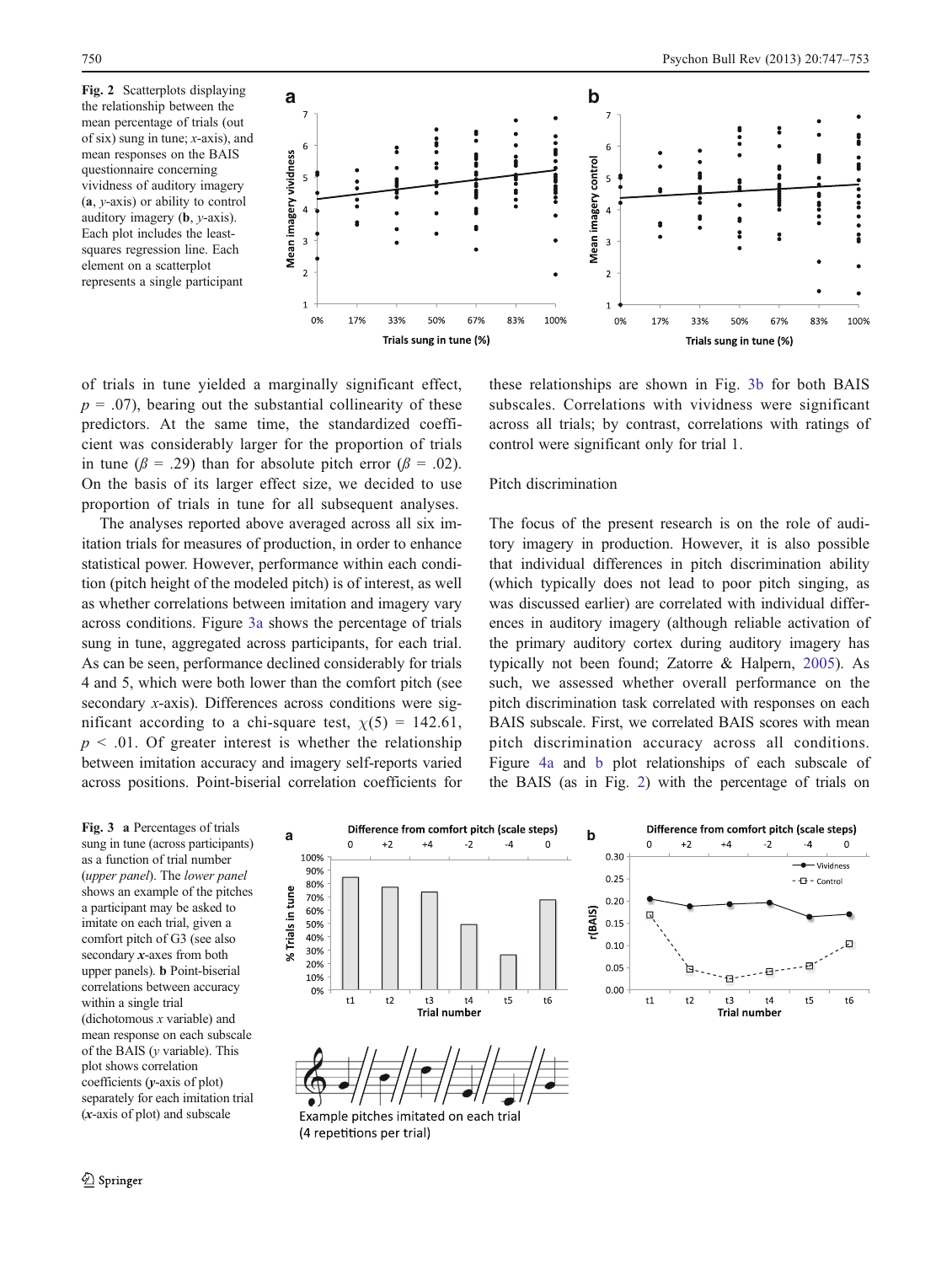**Fig. 2** Scatterplots displaying the relationship between the mean percentage of trials (out of six) sung in tune; *x*-axis), and mean responses on the BAIS questionnaire concerning vividness of auditory imagery (**a**, *y*-axis) or ability to control auditory imagery (**b**, *y*-axis). Each plot includes the least-squares regression line. Each element on a scatterplot represents a single participant

of trials in tune yielded a marginally significant effect, $p = .07$), bearing out the substantial collinearity of these predictors. At the same time, the standardized coefficient was considerably larger for the proportion of trials in tune ($\beta = .29$) than for absolute pitch error ($\beta = .02$). On the basis of its larger effect size, we decided to use proportion of trials in tune for all subsequent analyses.

The analyses reported above averaged across all six imitation trials for measures of production, in order to enhance statistical power. However, performance within each condition (pitch height of the modeled pitch) is of interest, as well as whether correlations between imitation and imagery vary across conditions. Figure 3a shows the percentage of trials sung in tune, aggregated across participants, for each trial. As can be seen, performance declined considerably for trials 4 and 5, which were both lower than the comfort pitch (see secondary *x*-axis). Differences across conditions were significant according to a chi-square test, $\chi(5) = 142.61$, $p < .01$. Of greater interest is whether the relationship between imitation accuracy and imagery self-reports varied across positions. Point-biserial correlation coefficients for these relationships are shown in Fig. 3b for both BAIS subscales. Correlations with vividness were significant across all trials; by contrast, correlations with ratings of control were significant only for trial 1.

## Pitch discrimination

The focus of the present research is on the role of auditory imagery in production. However, it is also possible that individual differences in pitch discrimination ability (which typically does not lead to poor pitch singing, as was discussed earlier) are correlated with individual differences in auditory imagery (although reliable activation of the primary auditory cortex during auditory imagery has typically not been found; Zatorre & Halpern, 2005). As such, we assessed whether overall performance on the pitch discrimination task correlated with responses on each BAIS subscale. First, we correlated BAIS scores with mean pitch discrimination accuracy across all conditions. Figure 4a and b plot relationships of each subscale of the BAIS (as in Fig. 2) with the percentage of trials on

**Fig. 3** **a** Percentages of trials sung in tune (across participants) as a function of trial number (*upper panel*). The *lower panel* shows an example of the pitches a participant may be asked to imitate on each trial, given a comfort pitch of G3 (see also secondary *x*-axes from both upper panels). **b** Point-biserial correlations between accuracy within a single trial (dichotomous *x* variable) and mean response on each subscale of the BAIS (*y* variable). This plot shows correlation coefficients (*y*-axis of plot) separately for each imitation trial (*x*-axis of plot) and subscale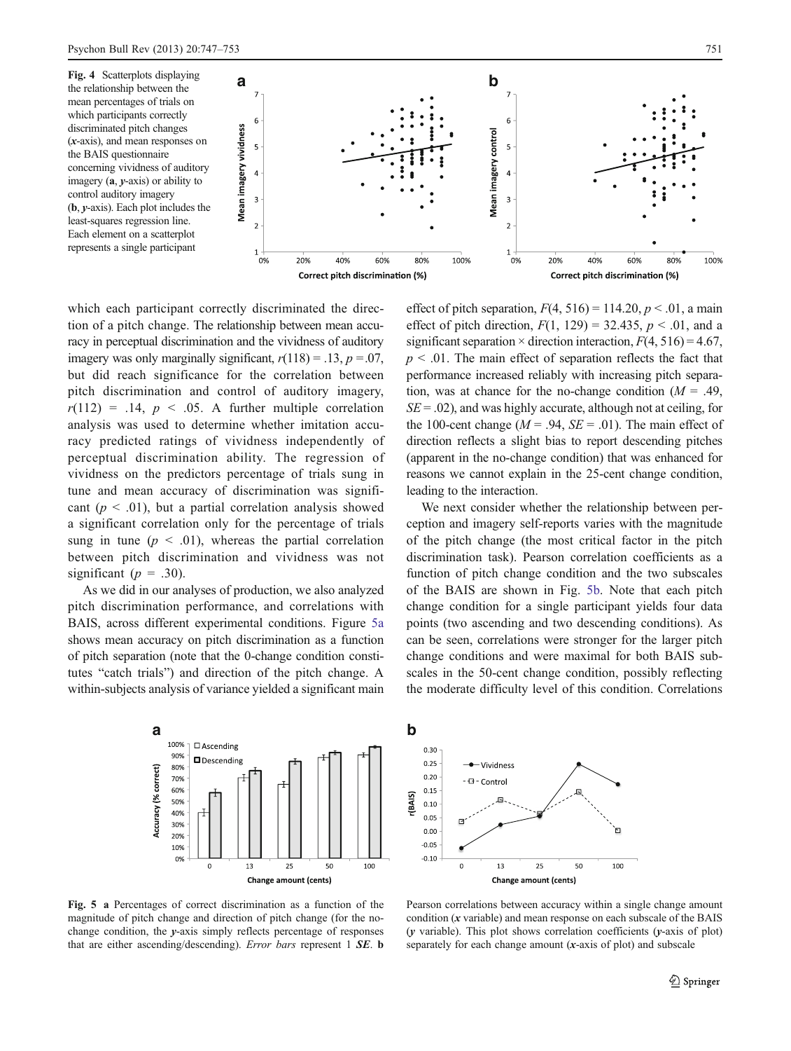Fig. 4 Scatterplots displaying the relationship between the mean percentages of trials on which participants correctly discriminated pitch changes (*x*-axis), and mean responses on the BAIS questionnaire concerning vividness of auditory imagery (**a**, *y*-axis) or ability to control auditory imagery (**b**, *y*-axis). Each plot includes the least-squares regression line. Each element on a scatterplot represents a single participant

which each participant correctly discriminated the direction of a pitch change. The relationship between mean accuracy in perceptual discrimination and the vividness of auditory imagery was only marginally significant, $r(118) = .13$, $p = .07$, but did reach significance for the correlation between pitch discrimination and control of auditory imagery, $r(112) = .14$, $p < .05$. A further multiple correlation analysis was used to determine whether imitation accuracy predicted ratings of vividness independently of perceptual discrimination ability. The regression of vividness on the predictors percentage of trials sung in tune and mean accuracy of discrimination was significant ($p < .01$), but a partial correlation analysis showed a significant correlation only for the percentage of trials sung in tune ($p < .01$), whereas the partial correlation between pitch discrimination and vividness was not significant ($p = .30$).

As we did in our analyses of production, we also analyzed pitch discrimination performance, and correlations with BAIS, across different experimental conditions. Figure 5a shows mean accuracy on pitch discrimination as a function of pitch separation (note that the 0-change condition constitutes "catch trials") and direction of the pitch change. A within-subjects analysis of variance yielded a significant main effect of pitch separation, $F(4, 516) = 114.20$, $p < .01$, a main effect of pitch direction, $F(1, 129) = 32.435$, $p < .01$, and a significant separation × direction interaction, $F(4, 516) = 4.67$, $p < .01$. The main effect of separation reflects the fact that performance increased reliably with increasing pitch separation, was at chance for the no-change condition ($M = .49$, $SE = .02$), and was highly accurate, although not at ceiling, for the 100-cent change ($M = .94$, $SE = .01$). The main effect of direction reflects a slight bias to report descending pitches (apparent in the no-change condition) that was enhanced for reasons we cannot explain in the 25-cent change condition, leading to the interaction.

We next consider whether the relationship between perception and imagery self-reports varies with the magnitude of the pitch change (the most critical factor in the pitch discrimination task). Pearson correlation coefficients as a function of pitch change condition and the two subscales of the BAIS are shown in Fig. 5b. Note that each pitch change condition for a single participant yields four data points (two ascending and two descending conditions). As can be seen, correlations were stronger for the larger pitch change conditions and were maximal for both BAIS subscales in the 50-cent change condition, possibly reflecting the moderate difficulty level of this condition. Correlations

Fig. 5 **a** Percentages of correct discrimination as a function of the magnitude of pitch change and direction of pitch change (for the no-change condition, the *y*-axis simply reflects percentage of responses that are either ascending/descending). *Error bars* represent 1 *SE*. **b** Pearson correlations between accuracy within a single change amount condition (*x* variable) and mean response on each subscale of the BAIS (*y* variable). This plot shows correlation coefficients (*y*-axis of plot) separately for each change amount (*x*-axis of plot) and subscale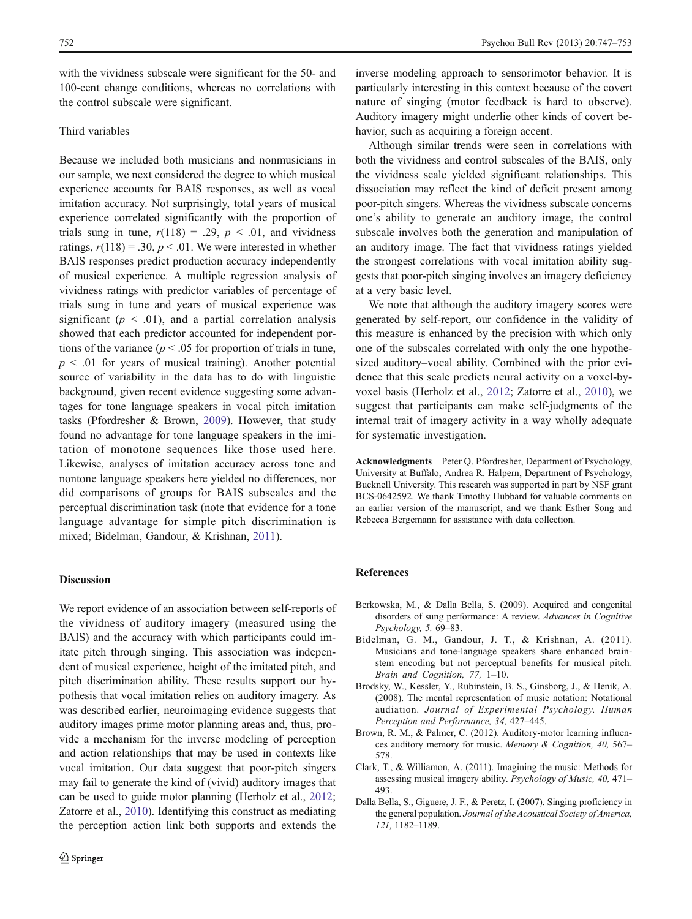with the vividness subscale were significant for the 50- and 100-cent change conditions, whereas no correlations with the control subscale were significant.

### Third variables

Because we included both musicians and nonmusicians in our sample, we next considered the degree to which musical experience accounts for BAIS responses, as well as vocal imitation accuracy. Not surprisingly, total years of musical experience correlated significantly with the proportion of trials sung in tune, $r(118) = .29$, $p < .01$, and vividness ratings, $r(118) = .30$, $p < .01$. We were interested in whether BAIS responses predict production accuracy independently of musical experience. A multiple regression analysis of vividness ratings with predictor variables of percentage of trials sung in tune and years of musical experience was significant ($p < .01$), and a partial correlation analysis showed that each predictor accounted for independent portions of the variance ($p < .05$ for proportion of trials in tune, $p < .01$ for years of musical training). Another potential source of variability in the data has to do with linguistic background, given recent evidence suggesting some advantages for tone language speakers in vocal pitch imitation tasks (Pfordresher & Brown, 2009). However, that study found no advantage for tone language speakers in the imitation of monotone sequences like those used here. Likewise, analyses of imitation accuracy across tone and nontone language speakers here yielded no differences, nor did comparisons of groups for BAIS subscales and the perceptual discrimination task (note that evidence for a tone language advantage for simple pitch discrimination is mixed; Bidelman, Gandour, & Krishnan, 2011).

## Discussion

We report evidence of an association between self-reports of the vividness of auditory imagery (measured using the BAIS) and the accuracy with which participants could imitate pitch through singing. This association was independent of musical experience, height of the imitated pitch, and pitch discrimination ability. These results support our hypothesis that vocal imitation relies on auditory imagery. As was described earlier, neuroimaging evidence suggests that auditory images prime motor planning areas and, thus, provide a mechanism for the inverse modeling of perception and action relationships that may be used in contexts like vocal imitation. Our data suggest that poor-pitch singers may fail to generate the kind of (vivid) auditory images that can be used to guide motor planning (Herholz et al., 2012; Zatorre et al., 2010). Identifying this construct as mediating the perception–action link both supports and extends the inverse modeling approach to sensorimotor behavior. It is particularly interesting in this context because of the covert nature of singing (motor feedback is hard to observe). Auditory imagery might underlie other kinds of covert behavior, such as acquiring a foreign accent.

Although similar trends were seen in correlations with both the vividness and control subscales of the BAIS, only the vividness scale yielded significant relationships. This dissociation may reflect the kind of deficit present among poor-pitch singers. Whereas the vividness subscale concerns one's ability to generate an auditory image, the control subscale involves both the generation and manipulation of an auditory image. The fact that vividness ratings yielded the strongest correlations with vocal imitation ability suggests that poor-pitch singing involves an imagery deficiency at a very basic level.

We note that although the auditory imagery scores were generated by self-report, our confidence in the validity of this measure is enhanced by the precision with which only one of the subscales correlated with only the one hypothesized auditory–vocal ability. Combined with the prior evidence that this scale predicts neural activity on a voxel-by-voxel basis (Herholz et al., 2012; Zatorre et al., 2010), we suggest that participants can make self-judgments of the internal trait of imagery activity in a way wholly adequate for systematic investigation.

**Acknowledgments** Peter Q. Pfordresher, Department of Psychology, University at Buffalo, Andrea R. Halpern, Department of Psychology, Bucknell University. This research was supported in part by NSF grant BCS-0642592. We thank Timothy Hubbard for valuable comments on an earlier version of the manuscript, and we thank Esther Song and Rebecca Bergemann for assistance with data collection.

## References

Berkowska, M., & Dalla Bella, S. (2009). Acquired and congenital disorders of sung performance: A review. *Advances in Cognitive Psychology, 5,* 69–83.

Bidelman, G. M., Gandour, J. T., & Krishnan, A. (2011). Musicians and tone-language speakers share enhanced brainstem encoding but not perceptual benefits for musical pitch. *Brain and Cognition, 77,* 1–10.

Brodsky, W., Kessler, Y., Rubinstein, B. S., Ginsborg, J., & Henik, A. (2008). The mental representation of music notation: Notational audiation. *Journal of Experimental Psychology. Human Perception and Performance, 34,* 427–445.

Brown, R. M., & Palmer, C. (2012). Auditory-motor learning influences auditory memory for music. *Memory & Cognition, 40,* 567–578.

Clark, T., & Williamon, A. (2011). Imagining the music: Methods for assessing musical imagery ability. *Psychology of Music, 40,* 471–493.

Dalla Bella, S., Giguere, J. F., & Peretz, I. (2007). Singing proficiency in the general population. *Journal of the Acoustical Society of America, 121,* 1182–1189.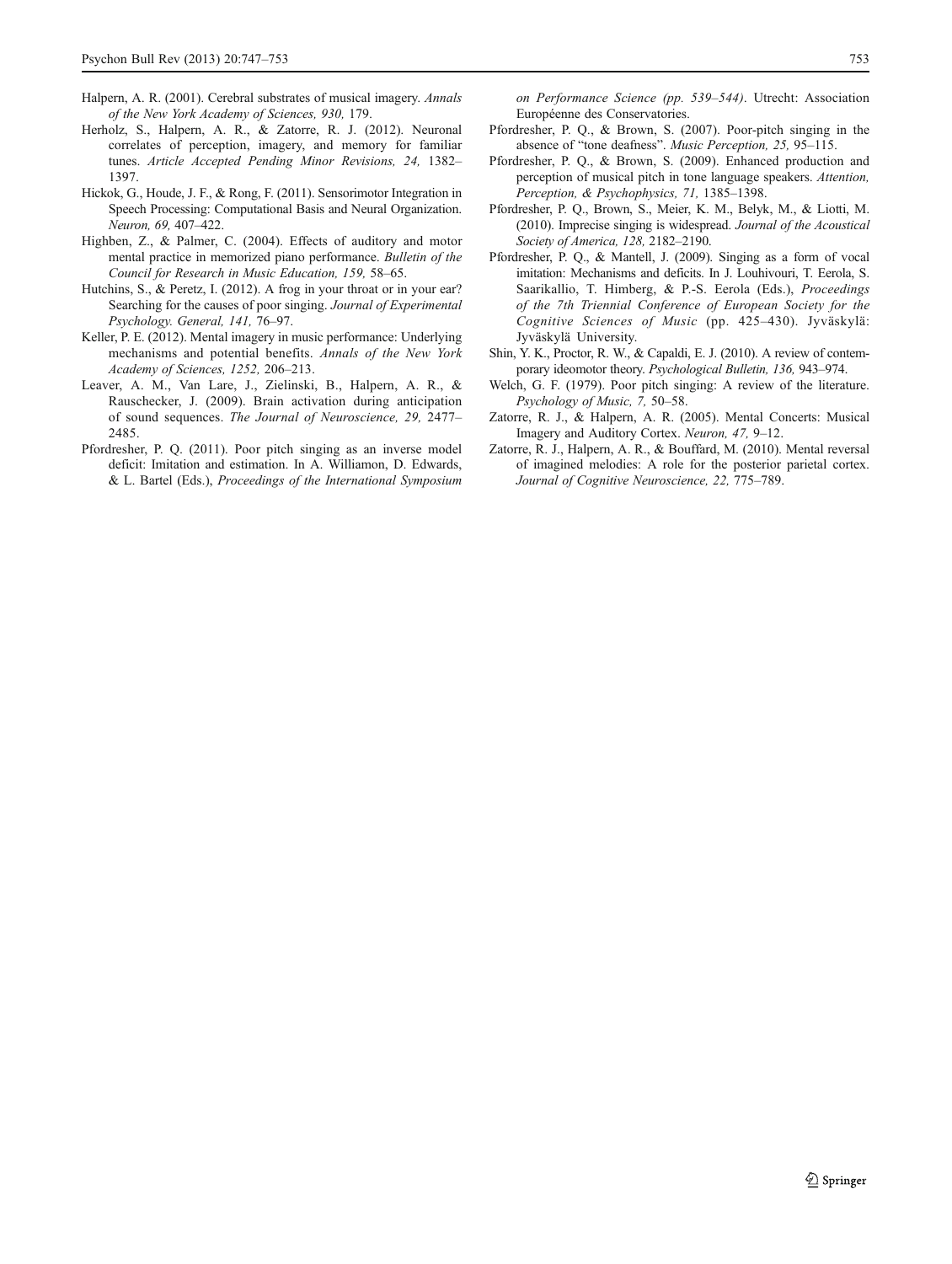Halpern, A. R. (2001). Cerebral substrates of musical imagery. *Annals of the New York Academy of Sciences, 930,* 179.

Herholz, S., Halpern, A. R., & Zatorre, R. J. (2012). Neuronal correlates of perception, imagery, and memory for familiar tunes. *Article Accepted Pending Minor Revisions, 24,* 1382–1397.

Hickok, G., Houde, J. F., & Rong, F. (2011). Sensorimotor Integration in Speech Processing: Computational Basis and Neural Organization. *Neuron, 69,* 407–422.

Highben, Z., & Palmer, C. (2004). Effects of auditory and motor mental practice in memorized piano performance. *Bulletin of the Council for Research in Music Education, 159,* 58–65.

Hutchins, S., & Peretz, I. (2012). A frog in your throat or in your ear? Searching for the causes of poor singing. *Journal of Experimental Psychology. General, 141,* 76–97.

Keller, P. E. (2012). Mental imagery in music performance: Underlying mechanisms and potential benefits. *Annals of the New York Academy of Sciences, 1252,* 206–213.

Leaver, A. M., Van Lare, J., Zielinski, B., Halpern, A. R., & Rauschecker, J. (2009). Brain activation during anticipation of sound sequences. *The Journal of Neuroscience, 29,* 2477–2485.

Pfordresher, P. Q. (2011). Poor pitch singing as an inverse model deficit: Imitation and estimation. In A. Williamon, D. Edwards, & L. Bartel (Eds.), *Proceedings of the International Symposium on Performance Science (pp. 539–544)*. Utrecht: Association Européenne des Conservatories.

Pfordresher, P. Q., & Brown, S. (2007). Poor-pitch singing in the absence of "tone deafness". *Music Perception, 25,* 95–115.

Pfordresher, P. Q., & Brown, S. (2009). Enhanced production and perception of musical pitch in tone language speakers. *Attention, Perception, & Psychophysics, 71,* 1385–1398.

Pfordresher, P. Q., Brown, S., Meier, K. M., Belyk, M., & Liotti, M. (2010). Imprecise singing is widespread. *Journal of the Acoustical Society of America, 128,* 2182–2190.

Pfordresher, P. Q., & Mantell, J. (2009). Singing as a form of vocal imitation: Mechanisms and deficits. In J. Louhivouri, T. Eerola, S. Saarikallio, T. Himberg, & P.-S. Eerola (Eds.), *Proceedings of the 7th Triennial Conference of European Society for the Cognitive Sciences of Music* (pp. 425–430). Jyväskylä: Jyväskylä University.

Shin, Y. K., Proctor, R. W., & Capaldi, E. J. (2010). A review of contemporary ideomotor theory. *Psychological Bulletin, 136,* 943–974.

Welch, G. F. (1979). Poor pitch singing: A review of the literature. *Psychology of Music, 7,* 50–58.

Zatorre, R. J., & Halpern, A. R. (2005). Mental Concerts: Musical Imagery and Auditory Cortex. *Neuron, 47,* 9–12.

Zatorre, R. J., Halpern, A. R., & Bouffard, M. (2010). Mental reversal of imagined melodies: A role for the posterior parietal cortex. *Journal of Cognitive Neuroscience, 22,* 775–789.